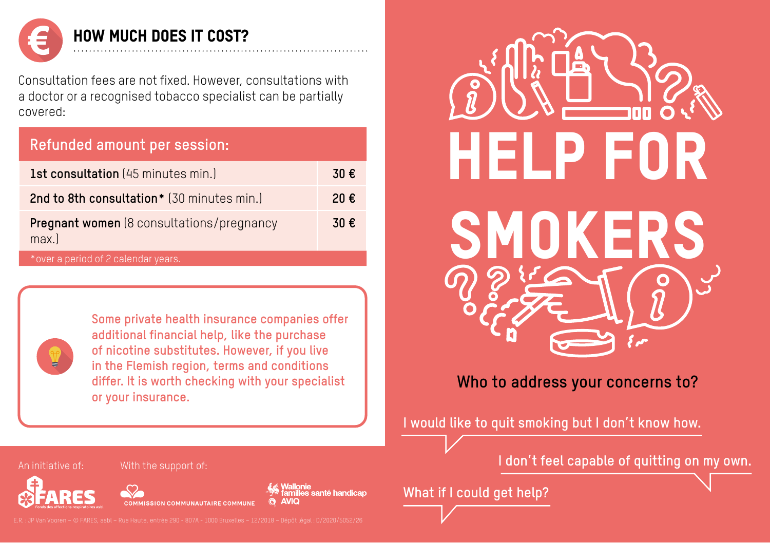## HOW MUCH DOES IT COST?

Consultation fees are not fixed. However, consultations with a doctor or a recognised tobacco specialist can be partially covered:

| Refunded amount per session: | |
|---|---|
| **1st consultation** (45 minutes min.) | 30 € |
| **2nd to 8th consultation*** (30 minutes min.) | 20 € |
| **Pregnant women** (8 consultations/pregnancy max.) | 30 € |

*over a period of 2 calendar years.

Some private health insurance companies offer additional financial help, like the purchase of nicotine substitutes. However, if you live in the Flemish region, terms and conditions differ. It is worth checking with your specialist or your insurance.

An initiative of: FARES – Fonds des affections respiratoires asbl

With the support of: Commission Communautaire Commune; Wallonie familles santé handicap AVIQ

E.R. : JP Van Vooren – © FARES, asbl – Rue Haute, entrée 290 – 807A – 1000 Bruxelles – 12/2018 – Dépôt légal : D/2020/5052/26

# HELP FOR SMOKERS

**Who to address your concerns to?**

I would like to quit smoking but I don't know how.

I don't feel capable of quitting on my own.

What if I could get help?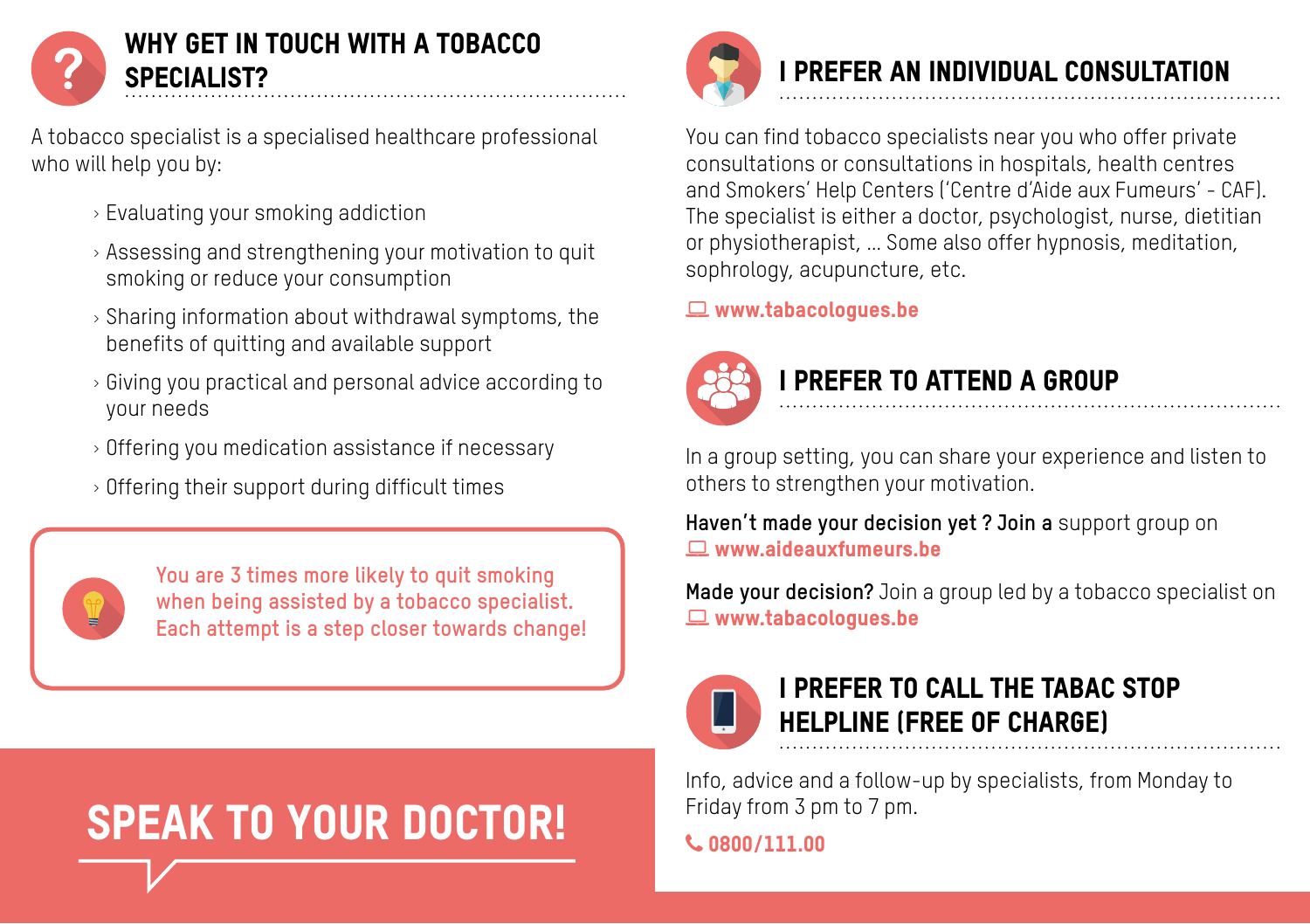## WHY GET IN TOUCH WITH A TOBACCO SPECIALIST?

A tobacco specialist is a specialised healthcare professional who will help you by:

- Evaluating your smoking addiction
- Assessing and strengthening your motivation to quit smoking or reduce your consumption
- Sharing information about withdrawal symptoms, the benefits of quitting and available support
- Giving you practical and personal advice according to your needs
- Offering you medication assistance if necessary
- Offering their support during difficult times

You are 3 times more likely to quit smoking when being assisted by a tobacco specialist. Each attempt is a step closer towards change!

# SPEAK TO YOUR DOCTOR!

## I PREFER AN INDIVIDUAL CONSULTATION

You can find tobacco specialists near you who offer private consultations or consultations in hospitals, health centres and Smokers' Help Centers ('Centre d'Aide aux Fumeurs' - CAF). The specialist is either a doctor, psychologist, nurse, dietitian or physiotherapist, ... Some also offer hypnosis, meditation, sophrology, acupuncture, etc.

**www.tabacologues.be**

## I PREFER TO ATTEND A GROUP

In a group setting, you can share your experience and listen to others to strengthen your motivation.

**Haven't made your decision yet ? Join a** support group on **www.aideauxfumeurs.be**

**Made your decision?** Join a group led by a tobacco specialist on **www.tabacologues.be**

## I PREFER TO CALL THE TABAC STOP HELPLINE (FREE OF CHARGE)

Info, advice and a follow-up by specialists, from Monday to Friday from 3 pm to 7 pm.

**0800/111.00**